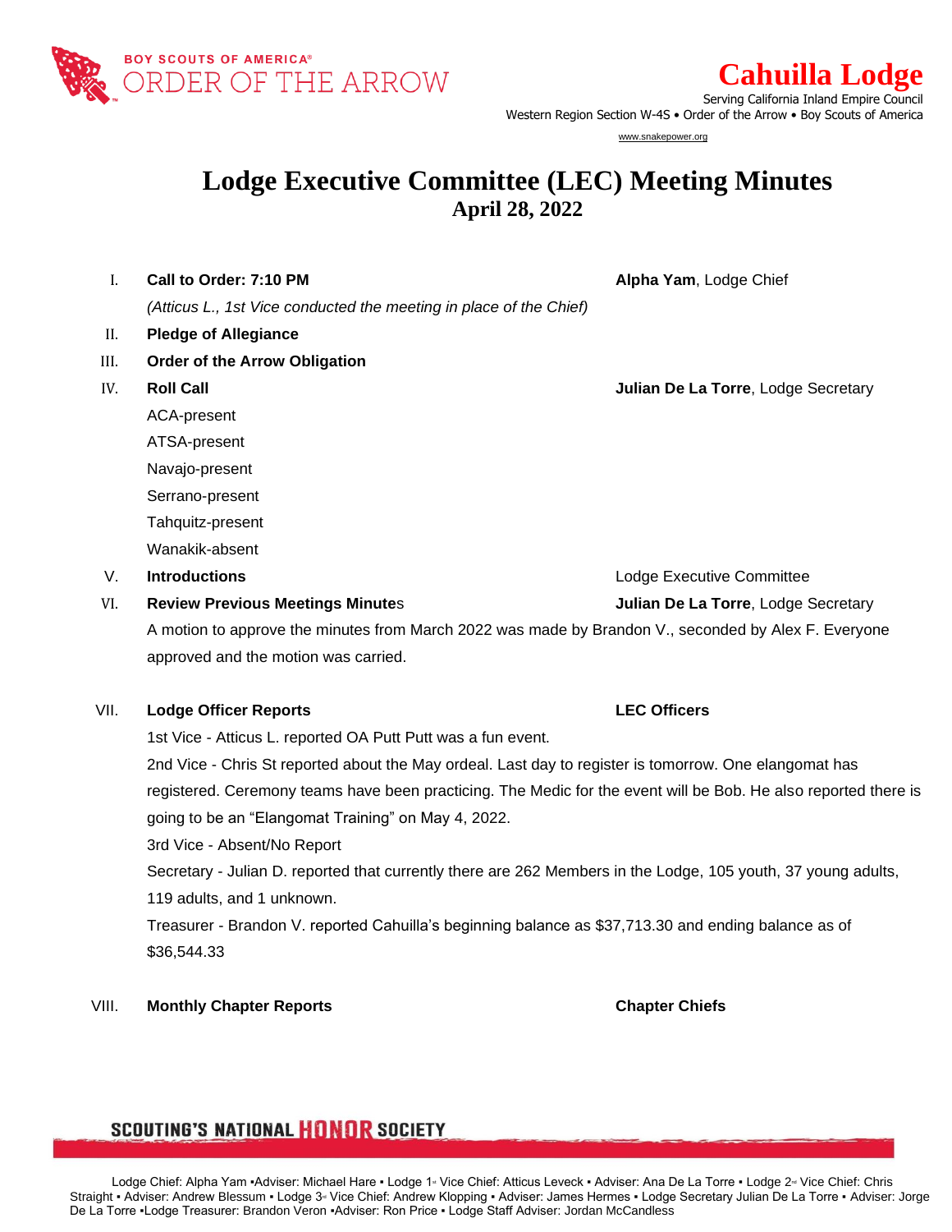BOY SCOUTS OF AMERICA®
ORDER OF THE ARROW

# Cahuilla Lodge

Serving California Inland Empire Council
Western Region Section W-4S • Order of the Arrow • Boy Scouts of America
www.snakepower.org

# Lodge Executive Committee (LEC) Meeting Minutes

## April 28, 2022

I. **Call to Order: 7:10 PM** — **Alpha Yam**, Lodge Chief

*(Atticus L., 1st Vice conducted the meeting in place of the Chief)*

II. **Pledge of Allegiance**

III. **Order of the Arrow Obligation**

IV. **Roll Call** — **Julian De La Torre**, Lodge Secretary

ACA-present
ATSA-present
Navajo-present
Serrano-present
Tahquitz-present
Wanakik-absent

V. **Introductions** — Lodge Executive Committee

VI. **Review Previous Meetings Minute**s — **Julian De La Torre**, Lodge Secretary

A motion to approve the minutes from March 2022 was made by Brandon V., seconded by Alex F. Everyone approved and the motion was carried.

VII. **Lodge Officer Reports** — **LEC Officers**

1st Vice - Atticus L. reported OA Putt Putt was a fun event.

2nd Vice - Chris St reported about the May ordeal. Last day to register is tomorrow. One elangomat has registered. Ceremony teams have been practicing. The Medic for the event will be Bob. He also reported there is going to be an "Elangomat Training" on May 4, 2022.

3rd Vice - Absent/No Report

Secretary - Julian D. reported that currently there are 262 Members in the Lodge, 105 youth, 37 young adults, 119 adults, and 1 unknown.

Treasurer - Brandon V. reported Cahuilla's beginning balance as $37,713.30 and ending balance as of $36,544.33

VIII. **Monthly Chapter Reports** — **Chapter Chiefs**

SCOUTING'S NATIONAL HONOR SOCIETY

Lodge Chief: Alpha Yam ▪Adviser: Michael Hare ▪ Lodge 1st Vice Chief: Atticus Leveck ▪ Adviser: Ana De La Torre ▪ Lodge 2nd Vice Chief: Chris Straight ▪ Adviser: Andrew Blessum ▪ Lodge 3rd Vice Chief: Andrew Klopping ▪ Adviser: James Hermes ▪ Lodge Secretary Julian De La Torre ▪ Adviser: Jorge De La Torre ▪Lodge Treasurer: Brandon Veron ▪Adviser: Ron Price ▪ Lodge Staff Adviser: Jordan McCandless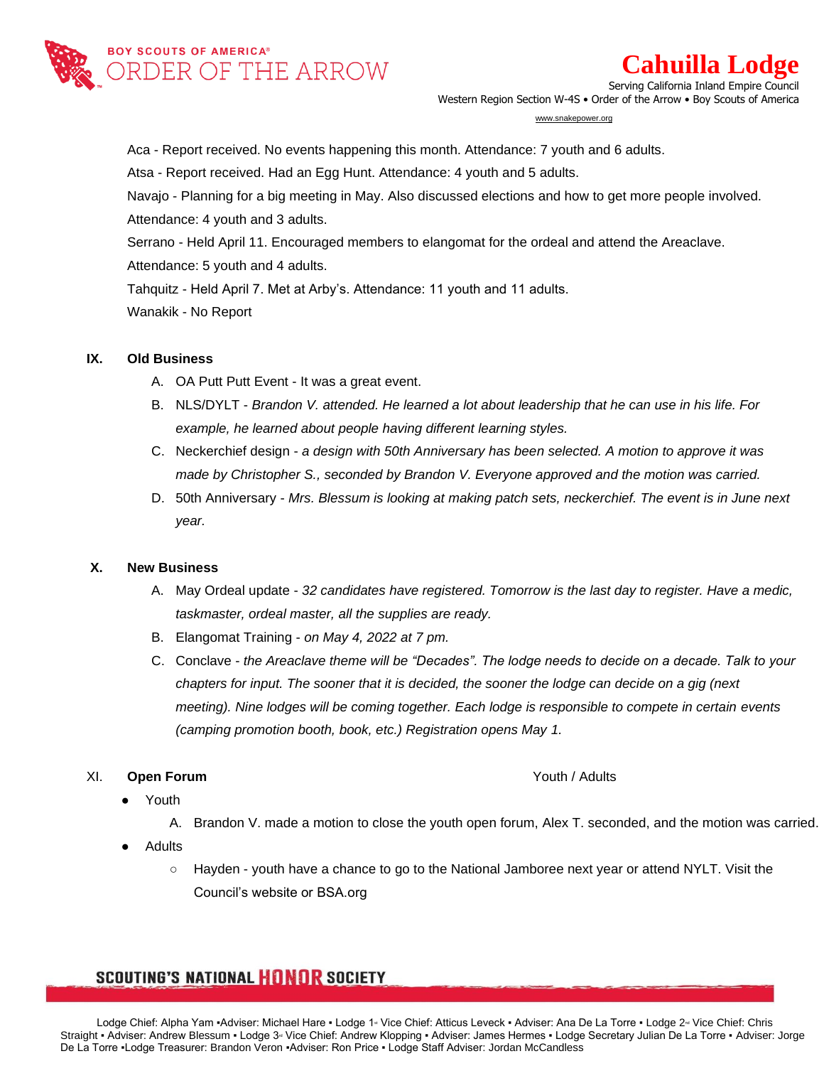Aca - Report received. No events happening this month. Attendance: 7 youth and 6 adults.

Atsa - Report received. Had an Egg Hunt. Attendance: 4 youth and 5 adults.

Navajo - Planning for a big meeting in May. Also discussed elections and how to get more people involved. Attendance: 4 youth and 3 adults.

Serrano - Held April 11. Encouraged members to elangomat for the ordeal and attend the Areaclave. Attendance: 5 youth and 4 adults.

Tahquitz - Held April 7. Met at Arby's. Attendance: 11 youth and 11 adults.

Wanakik - No Report

**IX. Old Business**

A. OA Putt Putt Event - It was a great event.

B. NLS/DYLT - *Brandon V. attended. He learned a lot about leadership that he can use in his life. For example, he learned about people having different learning styles.*

C. Neckerchief design - *a design with 50th Anniversary has been selected. A motion to approve it was made by Christopher S., seconded by Brandon V. Everyone approved and the motion was carried.*

D. 50th Anniversary - *Mrs. Blessum is looking at making patch sets, neckerchief. The event is in June next year.*

**X. New Business**

A. May Ordeal update - *32 candidates have registered. Tomorrow is the last day to register. Have a medic, taskmaster, ordeal master, all the supplies are ready.*

B. Elangomat Training - *on May 4, 2022 at 7 pm.*

C. Conclave - *the Areaclave theme will be "Decades". The lodge needs to decide on a decade. Talk to your chapters for input. The sooner that it is decided, the sooner the lodge can decide on a gig (next meeting). Nine lodges will be coming together. Each lodge is responsible to compete in certain events (camping promotion booth, book, etc.) Registration opens May 1.*

**XI. Open Forum** Youth / Adults

- Youth
  A. Brandon V. made a motion to close the youth open forum, Alex T. seconded, and the motion was carried.
- Adults
  - Hayden - youth have a chance to go to the National Jamboree next year or attend NYLT. Visit the Council's website or BSA.org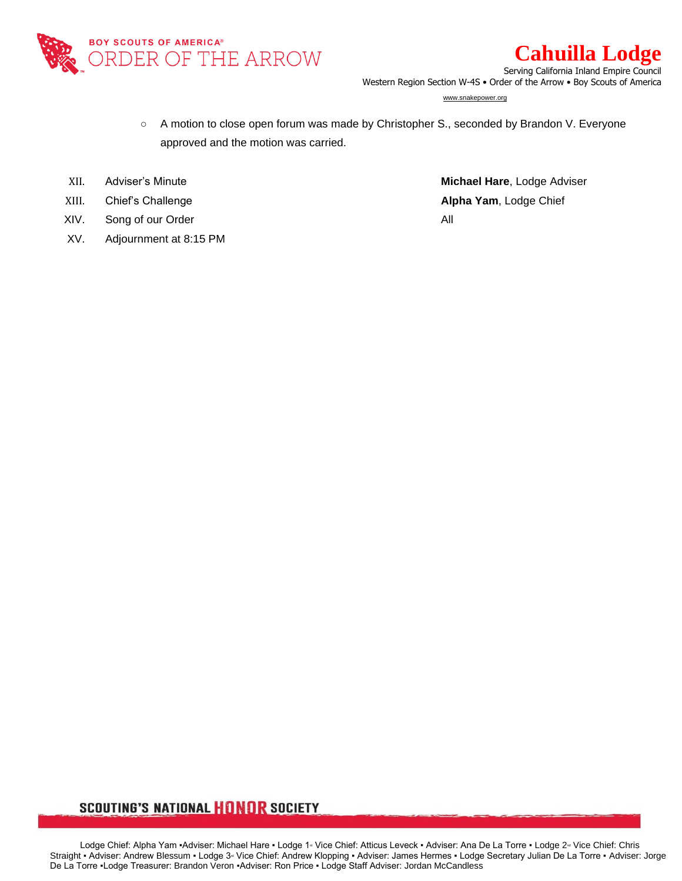- A motion to close open forum was made by Christopher S., seconded by Brandon V. Everyone approved and the motion was carried.

XII. Adviser's Minute — **Michael Hare**, Lodge Adviser

XIII. Chief's Challenge — **Alpha Yam**, Lodge Chief

XIV. Song of our Order — All

XV. Adjournment at 8:15 PM